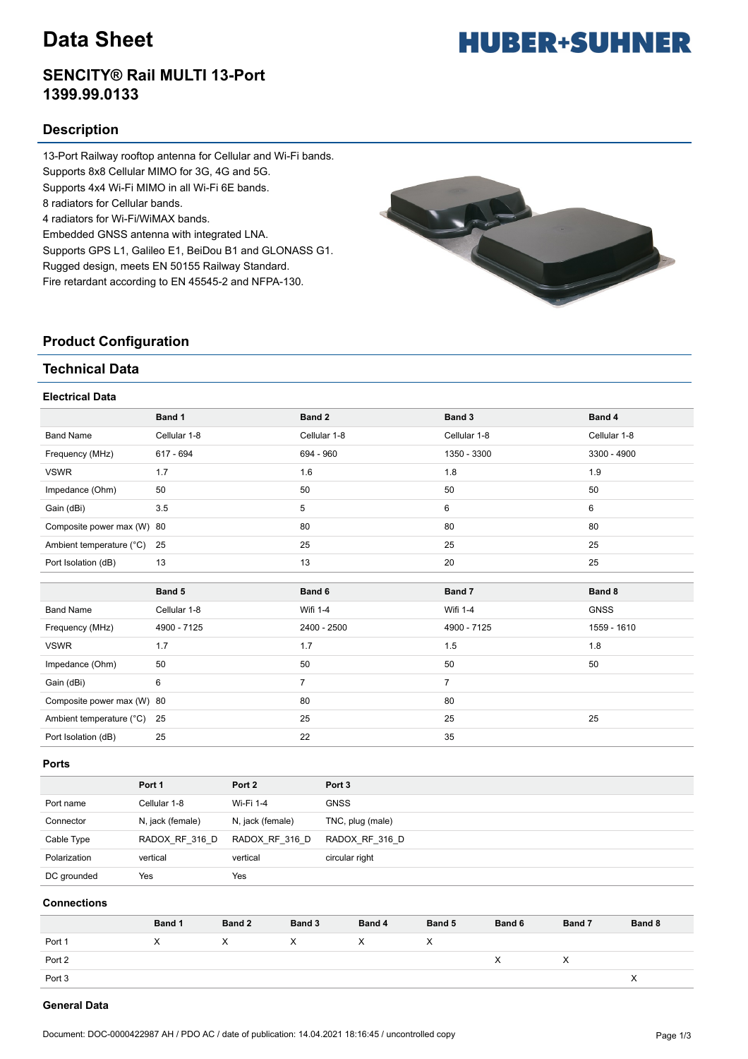# Data Sheet

## SENCITY® Rail MULTI 13-Port
## 1399.99.0133

HUBER+SUHNER

## Description

13-Port Railway rooftop antenna for Cellular and Wi-Fi bands.
Supports 8x8 Cellular MIMO for 3G, 4G and 5G.
Supports 4x4 Wi-Fi MIMO in all Wi-Fi 6E bands.
8 radiators for Cellular bands.
4 radiators for Wi-Fi/WiMAX bands.
Embedded GNSS antenna with integrated LNA.
Supports GPS L1, Galileo E1, BeiDou B1 and GLONASS G1.
Rugged design, meets EN 50155 Railway Standard.
Fire retardant according to EN 45545-2 and NFPA-130.

## Product Configuration

## Technical Data

### Electrical Data

| | Band 1 | Band 2 | Band 3 | Band 4 |
|---|---|---|---|---|
| Band Name | Cellular 1-8 | Cellular 1-8 | Cellular 1-8 | Cellular 1-8 |
| Frequency (MHz) | 617 - 694 | 694 - 960 | 1350 - 3300 | 3300 - 4900 |
| VSWR | 1.7 | 1.6 | 1.8 | 1.9 |
| Impedance (Ohm) | 50 | 50 | 50 | 50 |
| Gain (dBi) | 3.5 | 5 | 6 | 6 |
| Composite power max (W) | 80 | 80 | 80 | 80 |
| Ambient temperature (°C) | 25 | 25 | 25 | 25 |
| Port Isolation (dB) | 13 | 13 | 20 | 25 |

| | Band 5 | Band 6 | Band 7 | Band 8 |
|---|---|---|---|---|
| Band Name | Cellular 1-8 | Wifi 1-4 | Wifi 1-4 | GNSS |
| Frequency (MHz) | 4900 - 7125 | 2400 - 2500 | 4900 - 7125 | 1559 - 1610 |
| VSWR | 1.7 | 1.7 | 1.5 | 1.8 |
| Impedance (Ohm) | 50 | 50 | 50 | 50 |
| Gain (dBi) | 6 | 7 | 7 | |
| Composite power max (W) | 80 | 80 | 80 | |
| Ambient temperature (°C) | 25 | 25 | 25 | 25 |
| Port Isolation (dB) | 25 | 22 | 35 | |

### Ports

| | Port 1 | Port 2 | Port 3 |
|---|---|---|---|
| Port name | Cellular 1-8 | Wi-Fi 1-4 | GNSS |
| Connector | N, jack (female) | N, jack (female) | TNC, plug (male) |
| Cable Type | RADOX_RF_316_D | RADOX_RF_316_D | RADOX_RF_316_D |
| Polarization | vertical | vertical | circular right |
| DC grounded | Yes | Yes | |

### Connections

| | Band 1 | Band 2 | Band 3 | Band 4 | Band 5 | Band 6 | Band 7 | Band 8 |
|---|---|---|---|---|---|---|---|---|
| Port 1 | X | X | X | X | X | | | |
| Port 2 | | | | | | X | X | |
| Port 3 | | | | | | | | X |

### General Data

Document: DOC-0000422987 AH / PDO AC / date of publication: 14.04.2021 18:16:45 / uncontrolled copy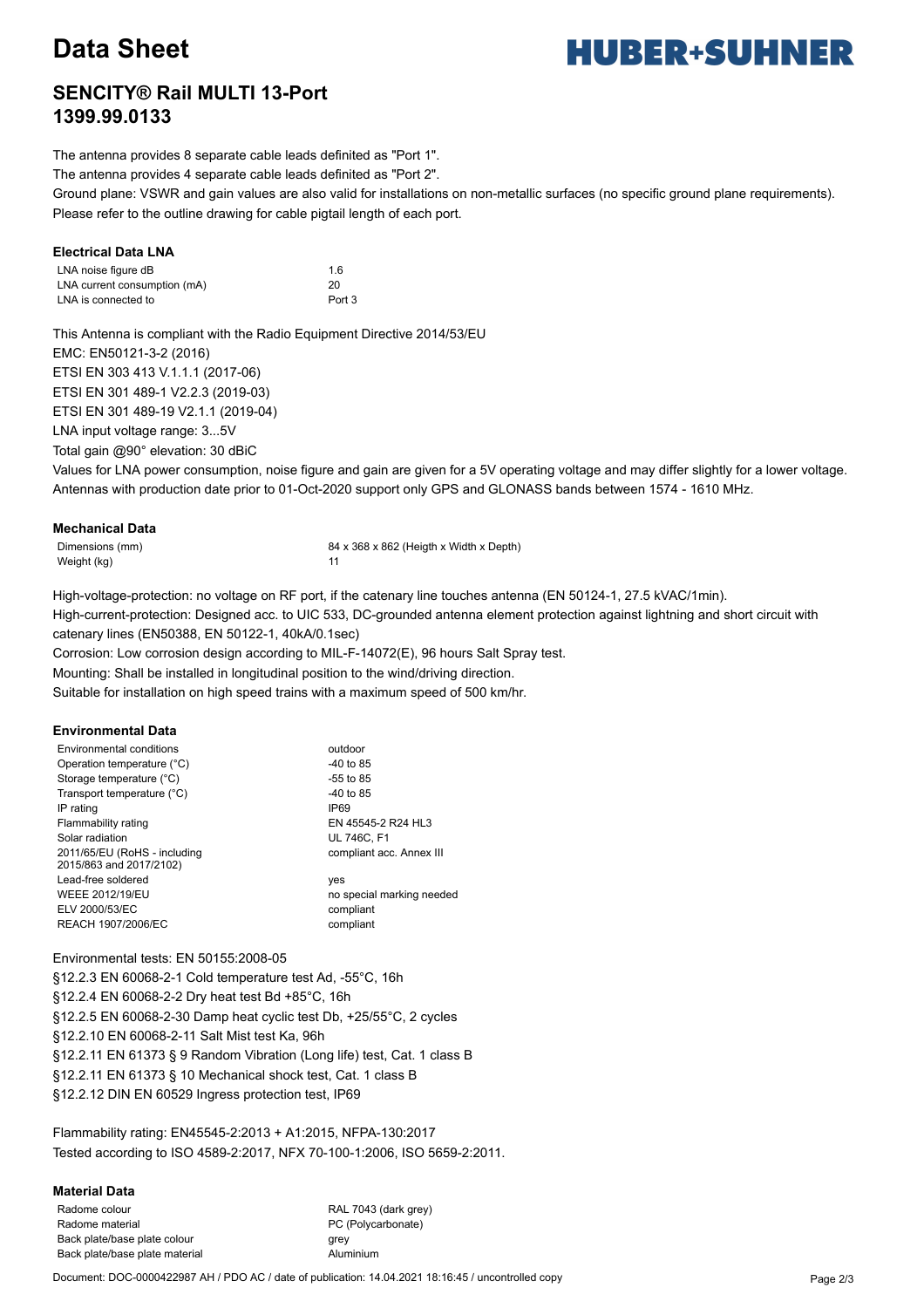# Data Sheet

## SENCITY® Rail MULTI 13-Port
## 1399.99.0133

The antenna provides 8 separate cable leads definited as "Port 1".
The antenna provides 4 separate cable leads definited as "Port 2".
Ground plane: VSWR and gain values are also valid for installations on non-metallic surfaces (no specific ground plane requirements).
Please refer to the outline drawing for cable pigtail length of each port.

### Electrical Data LNA

| | |
|---|---|
| LNA noise figure dB | 1.6 |
| LNA current consumption (mA) | 20 |
| LNA is connected to | Port 3 |

This Antenna is compliant with the Radio Equipment Directive 2014/53/EU
EMC: EN50121-3-2 (2016)
ETSI EN 303 413 V.1.1.1 (2017-06)
ETSI EN 301 489-1 V2.2.3 (2019-03)
ETSI EN 301 489-19 V2.1.1 (2019-04)
LNA input voltage range: 3...5V
Total gain @90° elevation: 30 dBiC
Values for LNA power consumption, noise figure and gain are given for a 5V operating voltage and may differ slightly for a lower voltage.
Antennas with production date prior to 01-Oct-2020 support only GPS and GLONASS bands between 1574 - 1610 MHz.

### Mechanical Data

| | |
|---|---|
| Dimensions (mm) | 84 x 368 x 862 (Heigth x Width x Depth) |
| Weight (kg) | 11 |

High-voltage-protection: no voltage on RF port, if the catenary line touches antenna (EN 50124-1, 27.5 kVAC/1min).
High-current-protection: Designed acc. to UIC 533, DC-grounded antenna element protection against lightning and short circuit with catenary lines (EN50388, EN 50122-1, 40kA/0.1sec)
Corrosion: Low corrosion design according to MIL-F-14072(E), 96 hours Salt Spray test.
Mounting: Shall be installed in longitudinal position to the wind/driving direction.
Suitable for installation on high speed trains with a maximum speed of 500 km/hr.

### Environmental Data

| | |
|---|---|
| Environmental conditions | outdoor |
| Operation temperature (°C) | -40 to 85 |
| Storage temperature (°C) | -55 to 85 |
| Transport temperature (°C) | -40 to 85 |
| IP rating | IP69 |
| Flammability rating | EN 45545-2 R24 HL3 |
| Solar radiation | UL 746C, F1 |
| 2011/65/EU (RoHS - including 2015/863 and 2017/2102) | compliant acc. Annex III |
| Lead-free soldered | yes |
| WEEE 2012/19/EU | no special marking needed |
| ELV 2000/53/EC | compliant |
| REACH 1907/2006/EC | compliant |

Environmental tests: EN 50155:2008-05
§12.2.3 EN 60068-2-1 Cold temperature test Ad, -55°C, 16h
§12.2.4 EN 60068-2-2 Dry heat test Bd +85°C, 16h
§12.2.5 EN 60068-2-30 Damp heat cyclic test Db, +25/55°C, 2 cycles
§12.2.10 EN 60068-2-11 Salt Mist test Ka, 96h
§12.2.11 EN 61373 § 9 Random Vibration (Long life) test, Cat. 1 class B
§12.2.11 EN 61373 § 10 Mechanical shock test, Cat. 1 class B
§12.2.12 DIN EN 60529 Ingress protection test, IP69

Flammability rating: EN45545-2:2013 + A1:2015, NFPA-130:2017
Tested according to ISO 4589-2:2017, NFX 70-100-1:2006, ISO 5659-2:2011.

### Material Data

| | |
|---|---|
| Radome colour | RAL 7043 (dark grey) |
| Radome material | PC (Polycarbonate) |
| Back plate/base plate colour | grey |
| Back plate/base plate material | Aluminium |

Document: DOC-0000422987 AH / PDO AC / date of publication: 14.04.2021 18:16:45 / uncontrolled copy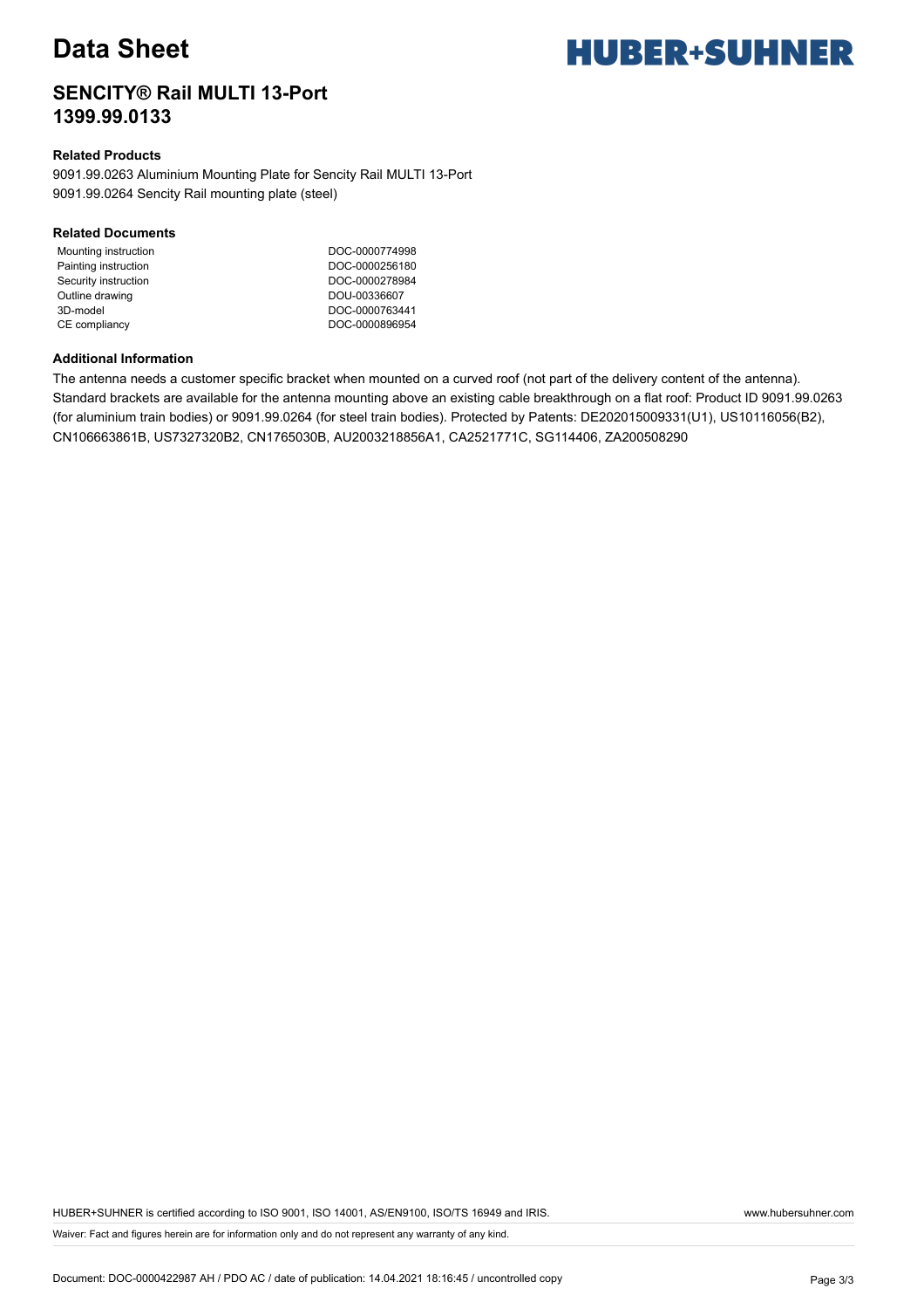# Data Sheet

## SENCITY® Rail MULTI 13-Port
## 1399.99.0133

### Related Products

9091.99.0263 Aluminium Mounting Plate for Sencity Rail MULTI 13-Port
9091.99.0264 Sencity Rail mounting plate (steel)

### Related Documents

| | |
|---|---|
| Mounting instruction | DOC-0000774998 |
| Painting instruction | DOC-0000256180 |
| Security instruction | DOC-0000278984 |
| Outline drawing | DOU-00336607 |
| 3D-model | DOC-0000763441 |
| CE compliancy | DOC-0000896954 |

### Additional Information

The antenna needs a customer specific bracket when mounted on a curved roof (not part of the delivery content of the antenna). Standard brackets are available for the antenna mounting above an existing cable breakthrough on a flat roof: Product ID 9091.99.0263 (for aluminium train bodies) or 9091.99.0264 (for steel train bodies). Protected by Patents: DE202015009331(U1), US10116056(B2), CN106663861B, US7327320B2, CN1765030B, AU2003218856A1, CA2521771C, SG114406, ZA200508290

HUBER+SUHNER is certified according to ISO 9001, ISO 14001, AS/EN9100, ISO/TS 16949 and IRIS. www.hubersuhner.com

Waiver: Fact and figures herein are for information only and do not represent any warranty of any kind.

Document: DOC-0000422987 AH / PDO AC / date of publication: 14.04.2021 18:16:45 / uncontrolled copy